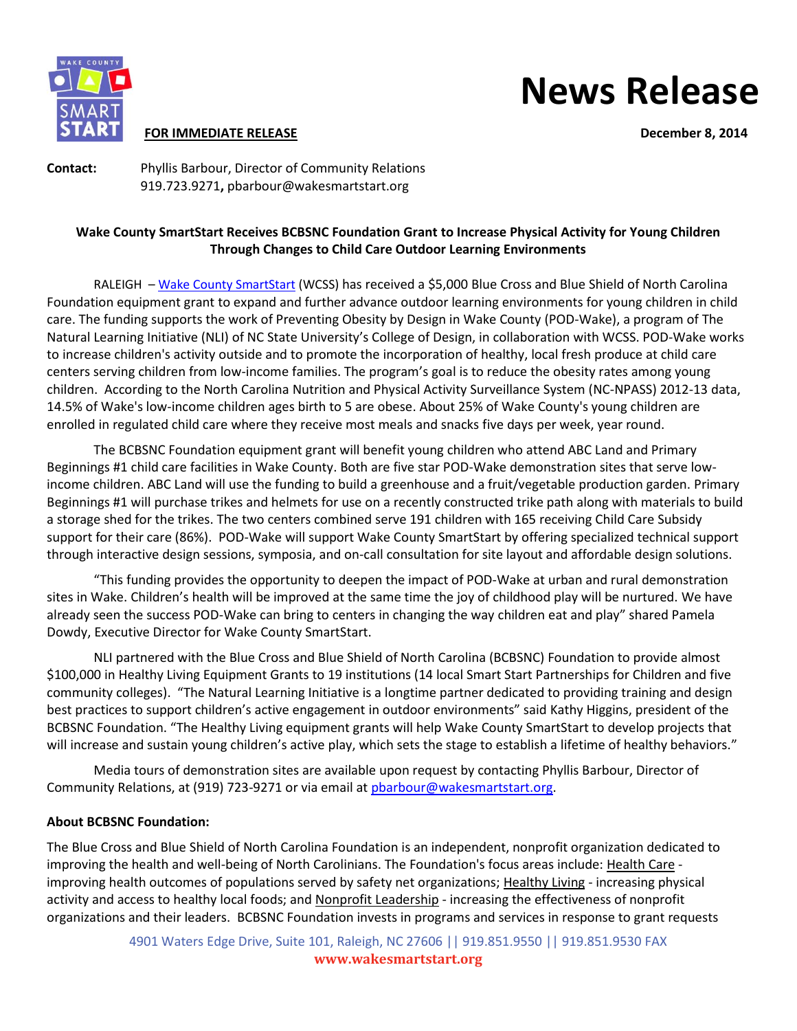# News Release

**FOR IMMEDIATE RELEASE** **December 8, 2014**

**Contact:** Phyllis Barbour, Director of Community Relations
919.723.9271**,** pbarbour@wakesmartstart.org

**Wake County SmartStart Receives BCBSNC Foundation Grant to Increase Physical Activity for Young Children Through Changes to Child Care Outdoor Learning Environments**

RALEIGH – Wake County SmartStart (WCSS) has received a $5,000 Blue Cross and Blue Shield of North Carolina Foundation equipment grant to expand and further advance outdoor learning environments for young children in child care. The funding supports the work of Preventing Obesity by Design in Wake County (POD-Wake), a program of The Natural Learning Initiative (NLI) of NC State University's College of Design, in collaboration with WCSS. POD-Wake works to increase children's activity outside and to promote the incorporation of healthy, local fresh produce at child care centers serving children from low-income families. The program's goal is to reduce the obesity rates among young children. According to the North Carolina Nutrition and Physical Activity Surveillance System (NC-NPASS) 2012-13 data, 14.5% of Wake's low-income children ages birth to 5 are obese. About 25% of Wake County's young children are enrolled in regulated child care where they receive most meals and snacks five days per week, year round.

The BCBSNC Foundation equipment grant will benefit young children who attend ABC Land and Primary Beginnings #1 child care facilities in Wake County. Both are five star POD-Wake demonstration sites that serve low-income children. ABC Land will use the funding to build a greenhouse and a fruit/vegetable production garden. Primary Beginnings #1 will purchase trikes and helmets for use on a recently constructed trike path along with materials to build a storage shed for the trikes. The two centers combined serve 191 children with 165 receiving Child Care Subsidy support for their care (86%). POD-Wake will support Wake County SmartStart by offering specialized technical support through interactive design sessions, symposia, and on-call consultation for site layout and affordable design solutions.

"This funding provides the opportunity to deepen the impact of POD-Wake at urban and rural demonstration sites in Wake. Children's health will be improved at the same time the joy of childhood play will be nurtured. We have already seen the success POD-Wake can bring to centers in changing the way children eat and play" shared Pamela Dowdy, Executive Director for Wake County SmartStart.

NLI partnered with the Blue Cross and Blue Shield of North Carolina (BCBSNC) Foundation to provide almost $100,000 in Healthy Living Equipment Grants to 19 institutions (14 local Smart Start Partnerships for Children and five community colleges). "The Natural Learning Initiative is a longtime partner dedicated to providing training and design best practices to support children's active engagement in outdoor environments" said Kathy Higgins, president of the BCBSNC Foundation. "The Healthy Living equipment grants will help Wake County SmartStart to develop projects that will increase and sustain young children's active play, which sets the stage to establish a lifetime of healthy behaviors."

Media tours of demonstration sites are available upon request by contacting Phyllis Barbour, Director of Community Relations, at (919) 723-9271 or via email at pbarbour@wakesmartstart.org.

**About BCBSNC Foundation:**

The Blue Cross and Blue Shield of North Carolina Foundation is an independent, nonprofit organization dedicated to improving the health and well-being of North Carolinians. The Foundation's focus areas include: Health Care - improving health outcomes of populations served by safety net organizations; Healthy Living - increasing physical activity and access to healthy local foods; and Nonprofit Leadership - increasing the effectiveness of nonprofit organizations and their leaders. BCBSNC Foundation invests in programs and services in response to grant requests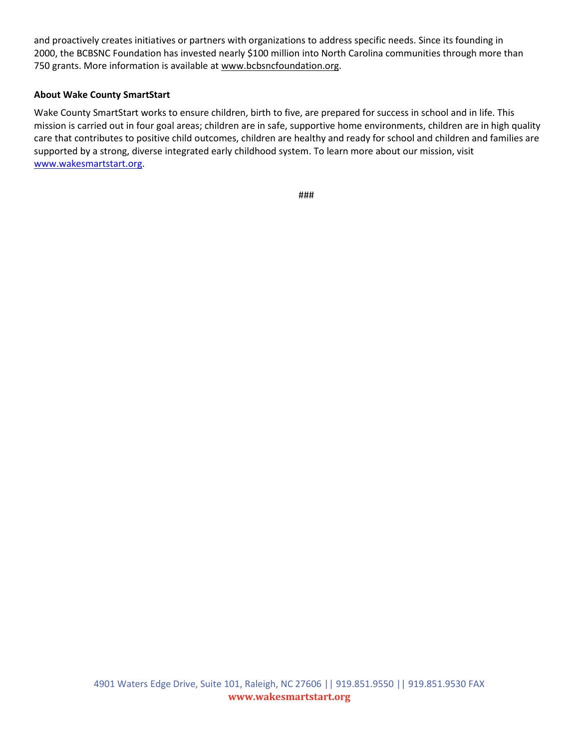and proactively creates initiatives or partners with organizations to address specific needs. Since its founding in 2000, the BCBSNC Foundation has invested nearly $100 million into North Carolina communities through more than 750 grants. More information is available at www.bcbsncfoundation.org.

**About Wake County SmartStart**

Wake County SmartStart works to ensure children, birth to five, are prepared for success in school and in life. This mission is carried out in four goal areas; children are in safe, supportive home environments, children are in high quality care that contributes to positive child outcomes, children are healthy and ready for school and children and families are supported by a strong, diverse integrated early childhood system. To learn more about our mission, visit www.wakesmartstart.org.

###

4901 Waters Edge Drive, Suite 101, Raleigh, NC 27606 || 919.851.9550 || 919.851.9530 FAX
**www.wakesmartstart.org**